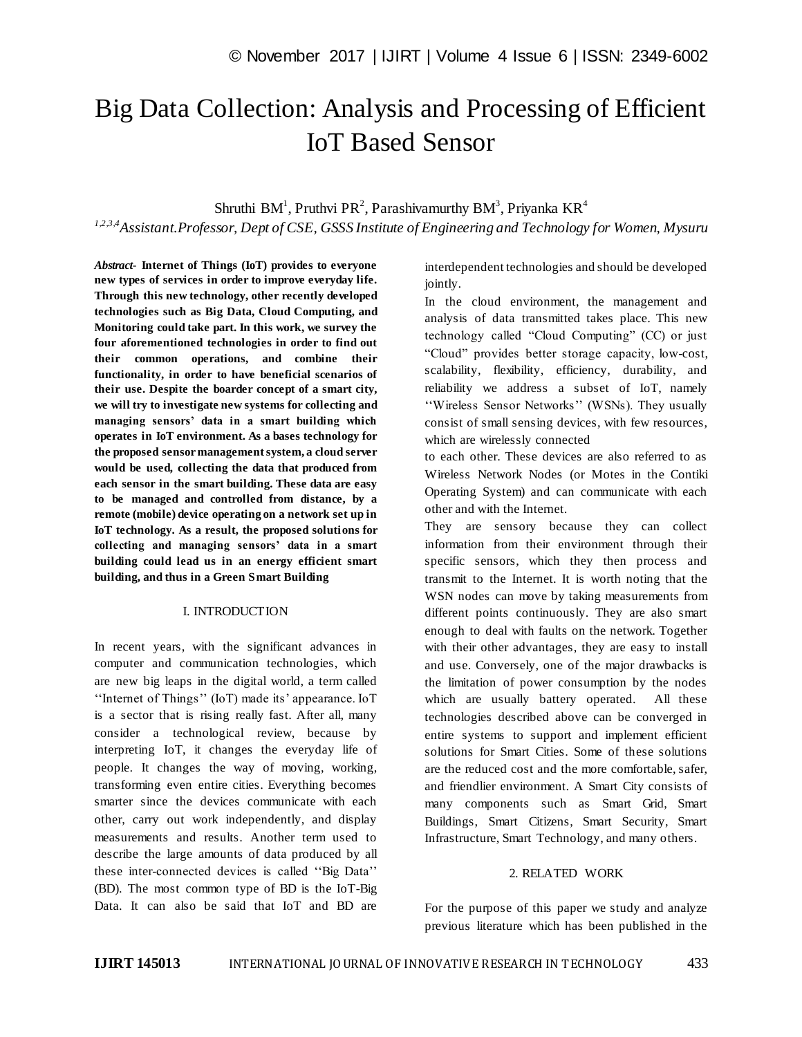# Big Data Collection: Analysis and Processing of Efficient IoT Based Sensor

Shruthi BM[1], Pruthvi PR[2], Parashivamurthy BM[3], Priyanka KR[4]

[1,2,3,4]*Assistant.Professor, Dept of CSE, GSSS Institute of Engineering and Technology for Women, Mysuru*

***Abstract-*** **Internet of Things (IoT) provides to everyone new types of services in order to improve everyday life. Through this new technology, other recently developed technologies such as Big Data, Cloud Computing, and Monitoring could take part. In this work, we survey the four aforementioned technologies in order to find out their common operations, and combine their functionality, in order to have beneficial scenarios of their use. Despite the boarder concept of a smart city, we will try to investigate new systems for collecting and managing sensors' data in a smart building which operates in IoT environment. As a bases technology for the proposed sensor management system, a cloud server would be used, collecting the data that produced from each sensor in the smart building. These data are easy to be managed and controlled from distance, by a remote (mobile) device operating on a network set up in IoT technology. As a result, the proposed solutions for collecting and managing sensors' data in a smart building could lead us in an energy efficient smart building, and thus in a Green Smart Building**

## I. INTRODUCTION

In recent years, with the significant advances in computer and communication technologies, which are new big leaps in the digital world, a term called ''Internet of Things'' (IoT) made its' appearance. IoT is a sector that is rising really fast. After all, many consider a technological review, because by interpreting IoT, it changes the everyday life of people. It changes the way of moving, working, transforming even entire cities. Everything becomes smarter since the devices communicate with each other, carry out work independently, and display measurements and results. Another term used to describe the large amounts of data produced by all these inter-connected devices is called ''Big Data'' (BD). The most common type of BD is the IoT-Big Data. It can also be said that IoT and BD are interdependent technologies and should be developed jointly.

In the cloud environment, the management and analysis of data transmitted takes place. This new technology called "Cloud Computing" (CC) or just "Cloud" provides better storage capacity, low-cost, scalability, flexibility, efficiency, durability, and reliability we address a subset of IoT, namely ''Wireless Sensor Networks'' (WSNs). They usually consist of small sensing devices, with few resources, which are wirelessly connected to each other. These devices are also referred to as Wireless Network Nodes (or Motes in the Contiki Operating System) and can communicate with each other and with the Internet.

They are sensory because they can collect information from their environment through their specific sensors, which they then process and transmit to the Internet. It is worth noting that the WSN nodes can move by taking measurements from different points continuously. They are also smart enough to deal with faults on the network. Together with their other advantages, they are easy to install and use. Conversely, one of the major drawbacks is the limitation of power consumption by the nodes which are usually battery operated. All these technologies described above can be converged in entire systems to support and implement efficient solutions for Smart Cities. Some of these solutions are the reduced cost and the more comfortable, safer, and friendlier environment. A Smart City consists of many components such as Smart Grid, Smart Buildings, Smart Citizens, Smart Security, Smart Infrastructure, Smart Technology, and many others.

## 2. RELATED WORK

For the purpose of this paper we study and analyze previous literature which has been published in the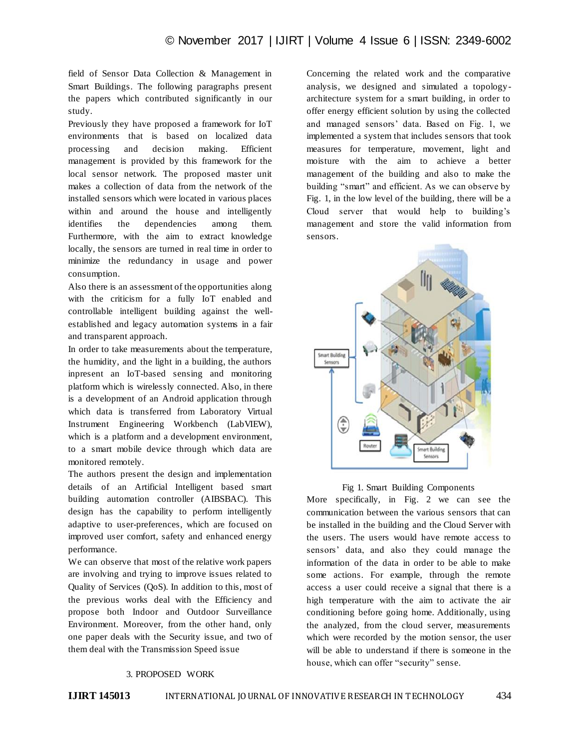field of Sensor Data Collection & Management in Smart Buildings. The following paragraphs present the papers which contributed significantly in our study.

Previously they have proposed a framework for IoT environments that is based on localized data processing and decision making. Efficient management is provided by this framework for the local sensor network. The proposed master unit makes a collection of data from the network of the installed sensors which were located in various places within and around the house and intelligently identifies the dependencies among them. Furthermore, with the aim to extract knowledge locally, the sensors are turned in real time in order to minimize the redundancy in usage and power consumption.

Also there is an assessment of the opportunities along with the criticism for a fully IoT enabled and controllable intelligent building against the well-established and legacy automation systems in a fair and transparent approach.

In order to take measurements about the temperature, the humidity, and the light in a building, the authors inpresent an IoT-based sensing and monitoring platform which is wirelessly connected. Also, in there is a development of an Android application through which data is transferred from Laboratory Virtual Instrument Engineering Workbench (LabVIEW), which is a platform and a development environment, to a smart mobile device through which data are monitored remotely.

The authors present the design and implementation details of an Artificial Intelligent based smart building automation controller (AIBSBAC). This design has the capability to perform intelligently adaptive to user-preferences, which are focused on improved user comfort, safety and enhanced energy performance.

We can observe that most of the relative work papers are involving and trying to improve issues related to Quality of Services (QoS). In addition to this, most of the previous works deal with the Efficiency and propose both Indoor and Outdoor Surveillance Environment. Moreover, from the other hand, only one paper deals with the Security issue, and two of them deal with the Transmission Speed issue

## 3. PROPOSED WORK

Concerning the related work and the comparative analysis, we designed and simulated a topology-architecture system for a smart building, in order to offer energy efficient solution by using the collected and managed sensors' data. Based on Fig. 1, we implemented a system that includes sensors that took measures for temperature, movement, light and moisture with the aim to achieve a better management of the building and also to make the building "smart" and efficient. As we can observe by Fig. 1, in the low level of the building, there will be a Cloud server that would help to building's management and store the valid information from sensors.

Fig 1. Smart Building Components

More specifically, in Fig. 2 we can see the communication between the various sensors that can be installed in the building and the Cloud Server with the users. The users would have remote access to sensors' data, and also they could manage the information of the data in order to be able to make some actions. For example, through the remote access a user could receive a signal that there is a high temperature with the aim to activate the air conditioning before going home. Additionally, using the analyzed, from the cloud server, measurements which were recorded by the motion sensor, the user will be able to understand if there is someone in the house, which can offer "security" sense.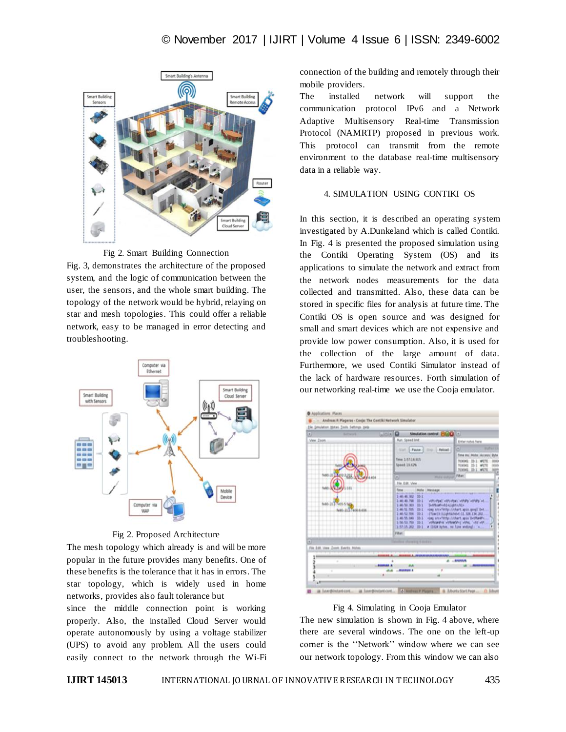Fig 2. Smart Building Connection

Fig. 3, demonstrates the architecture of the proposed system, and the logic of communication between the user, the sensors, and the whole smart building. The topology of the network would be hybrid, relaying on star and mesh topologies. This could offer a reliable network, easy to be managed in error detecting and troubleshooting.

Fig 2. Proposed Architecture

The mesh topology which already is and will be more popular in the future provides many benefits. One of these benefits is the tolerance that it has in errors. The star topology, which is widely used in home networks, provides also fault tolerance but since the middle connection point is working properly. Also, the installed Cloud Server would operate autonomously by using a voltage stabilizer (UPS) to avoid any problem. All the users could easily connect to the network through the Wi-Fi connection of the building and remotely through their mobile providers.

The installed network will support the communication protocol IPv6 and a Network Adaptive Multisensory Real-time Transmission Protocol (NAMRTP) proposed in previous work. This protocol can transmit from the remote environment to the database real-time multisensory data in a reliable way.

## 4. SIMULATION USING CONTIKI OS

In this section, it is described an operating system investigated by A.Dunkeland which is called Contiki. In Fig. 4 is presented the proposed simulation using the Contiki Operating System (OS) and its applications to simulate the network and extract from the network nodes measurements for the data collected and transmitted. Also, these data can be stored in specific files for analysis at future time. The Contiki OS is open source and was designed for small and smart devices which are not expensive and provide low power consumption. Also, it is used for the collection of the large amount of data. Furthermore, we used Contiki Simulator instead of the lack of hardware resources. Forth simulation of our networking real-time we use the Cooja emulator.

Fig 4. Simulating in Cooja Emulator

The new simulation is shown in Fig. 4 above, where there are several windows. The one on the left-up corner is the ''Network'' window where we can see our network topology. From this window we can also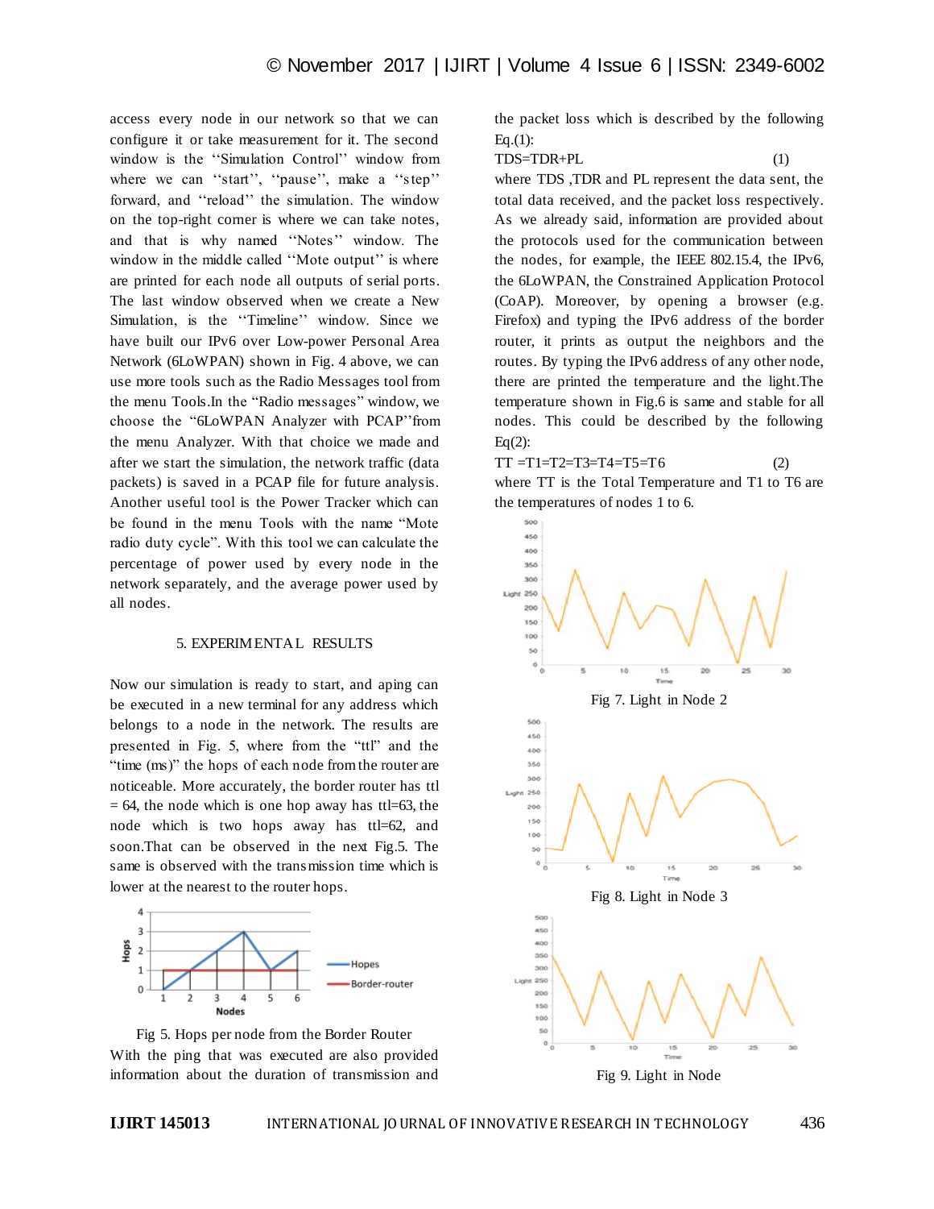access every node in our network so that we can configure it or take measurement for it. The second window is the ''Simulation Control'' window from where we can ''start'', ''pause'', make a ''step'' forward, and ''reload'' the simulation. The window on the top-right corner is where we can take notes, and that is why named ''Notes'' window. The window in the middle called ''Mote output'' is where are printed for each node all outputs of serial ports. The last window observed when we create a New Simulation, is the ''Timeline'' window. Since we have built our IPv6 over Low-power Personal Area Network (6LoWPAN) shown in Fig. 4 above, we can use more tools such as the Radio Messages tool from the menu Tools.In the "Radio messages" window, we choose the "6LoWPAN Analyzer with PCAP"from the menu Analyzer. With that choice we made and after we start the simulation, the network traffic (data packets) is saved in a PCAP file for future analysis. Another useful tool is the Power Tracker which can be found in the menu Tools with the name "Mote radio duty cycle". With this tool we can calculate the percentage of power used by every node in the network separately, and the average power used by all nodes.

## 5. EXPERIMENTAL RESULTS

Now our simulation is ready to start, and aping can be executed in a new terminal for any address which belongs to a node in the network. The results are presented in Fig. 5, where from the "ttl" and the "time (ms)" the hops of each node from the router are noticeable. More accurately, the border router has ttl = 64, the node which is one hop away has ttl=63, the node which is two hops away has ttl=62, and soon.That can be observed in the next Fig.5. The same is observed with the transmission time which is lower at the nearest to the router hops.

Fig 5. Hops per node from the Border Router

With the ping that was executed are also provided information about the duration of transmission and the packet loss which is described by the following Eq.(1):

$$TDS=TDR+PL \quad (1)$$

where TDS ,TDR and PL represent the data sent, the total data received, and the packet loss respectively. As we already said, information are provided about the protocols used for the communication between the nodes, for example, the IEEE 802.15.4, the IPv6, the 6LoWPAN, the Constrained Application Protocol (CoAP). Moreover, by opening a browser (e.g. Firefox) and typing the IPv6 address of the border router, it prints as output the neighbors and the routes. By typing the IPv6 address of any other node, there are printed the temperature and the light.The temperature shown in Fig.6 is same and stable for all nodes. This could be described by the following Eq(2):

$$TT = T1=T2=T3=T4=T5=T6 \quad (2)$$

where TT is the Total Temperature and T1 to T6 are the temperatures of nodes 1 to 6.

Fig 7. Light in Node 2

Fig 8. Light in Node 3

Fig 9. Light in Node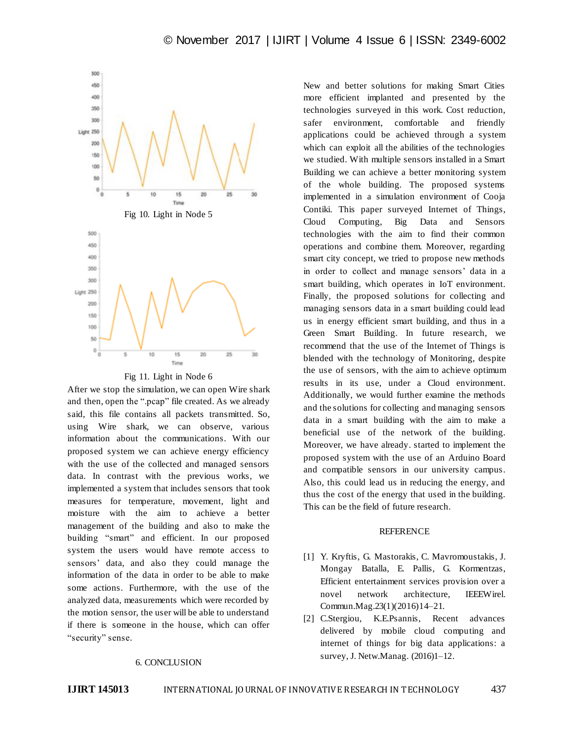Fig 10. Light in Node 5

Fig 11. Light in Node 6

After we stop the simulation, we can open Wire shark and then, open the ".pcap" file created. As we already said, this file contains all packets transmitted. So, using Wire shark, we can observe, various information about the communications. With our proposed system we can achieve energy efficiency with the use of the collected and managed sensors data. In contrast with the previous works, we implemented a system that includes sensors that took measures for temperature, movement, light and moisture with the aim to achieve a better management of the building and also to make the building "smart" and efficient. In our proposed system the users would have remote access to sensors' data, and also they could manage the information of the data in order to be able to make some actions. Furthermore, with the use of the analyzed data, measurements which were recorded by the motion sensor, the user will be able to understand if there is someone in the house, which can offer "security" sense.

## 6. CONCLUSION

New and better solutions for making Smart Cities more efficient implanted and presented by the technologies surveyed in this work. Cost reduction, safer environment, comfortable and friendly applications could be achieved through a system which can exploit all the abilities of the technologies we studied. With multiple sensors installed in a Smart Building we can achieve a better monitoring system of the whole building. The proposed systems implemented in a simulation environment of Cooja Contiki. This paper surveyed Internet of Things, Cloud Computing, Big Data and Sensors technologies with the aim to find their common operations and combine them. Moreover, regarding smart city concept, we tried to propose new methods in order to collect and manage sensors' data in a smart building, which operates in IoT environment. Finally, the proposed solutions for collecting and managing sensors data in a smart building could lead us in energy efficient smart building, and thus in a Green Smart Building. In future research, we recommend that the use of the Internet of Things is blended with the technology of Monitoring, despite the use of sensors, with the aim to achieve optimum results in its use, under a Cloud environment. Additionally, we would further examine the methods and the solutions for collecting and managing sensors data in a smart building with the aim to make a beneficial use of the network of the building. Moreover, we have already. started to implement the proposed system with the use of an Arduino Board and compatible sensors in our university campus. Also, this could lead us in reducing the energy, and thus the cost of the energy that used in the building. This can be the field of future research.

## REFERENCE

[1] Y. Kryftis, G. Mastorakis, C. Mavromoustakis, J. Mongay Batalla, E. Pallis, G. Kormentzas, Efficient entertainment services provision over a novel network architecture, IEEEWirel. Commun.Mag.23(1)(2016)14–21.

[2] C.Stergiou, K.E.Psannis, Recent advances delivered by mobile cloud computing and internet of things for big data applications: a survey, J. Netw.Manag. (2016)1–12.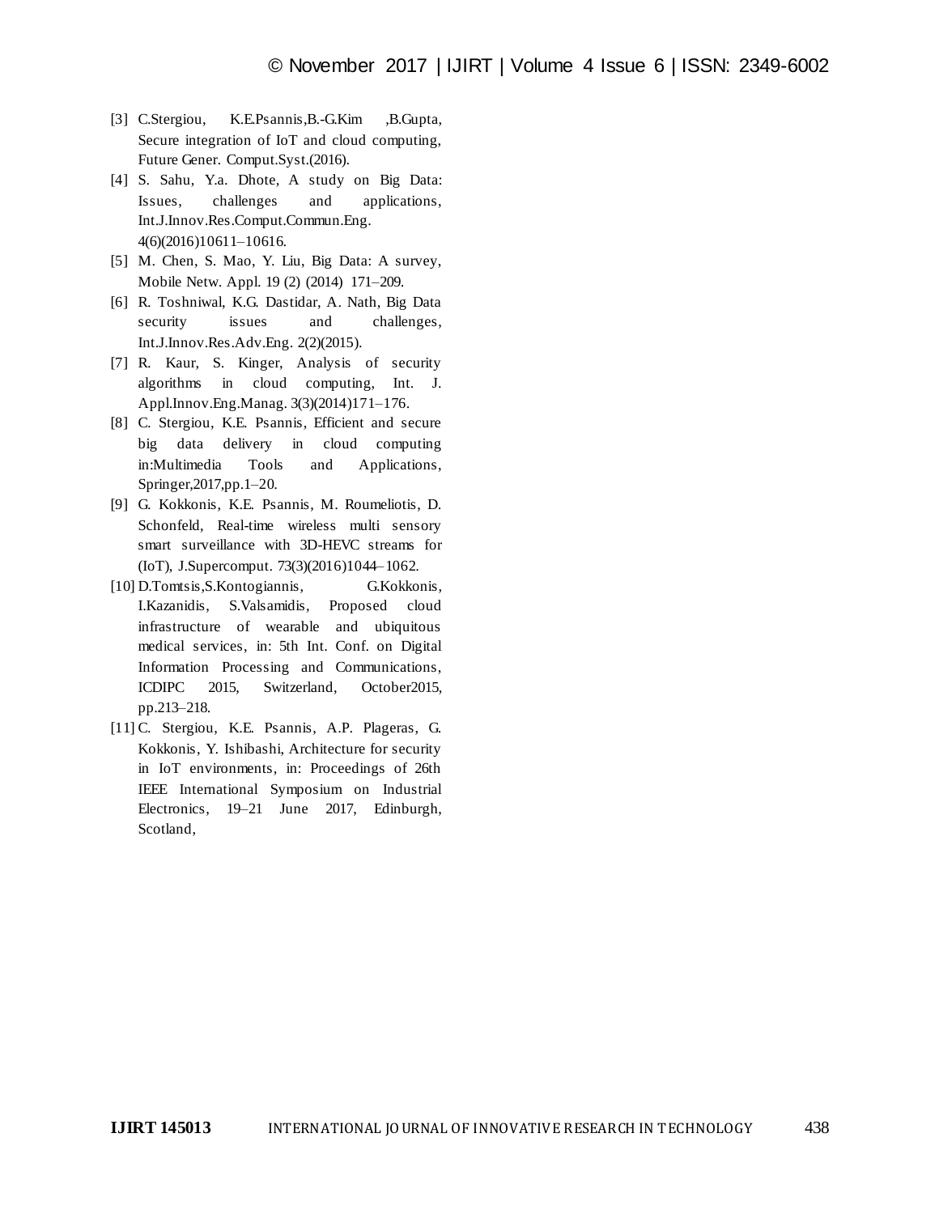[3] C.Stergiou, K.E.Psannis,B.-G.Kim ,B.Gupta, Secure integration of IoT and cloud computing, Future Gener. Comput.Syst.(2016).

[4] S. Sahu, Y.a. Dhote, A study on Big Data: Issues, challenges and applications, Int.J.Innov.Res.Comput.Commun.Eng. 4(6)(2016)10611–10616.

[5] M. Chen, S. Mao, Y. Liu, Big Data: A survey, Mobile Netw. Appl. 19 (2) (2014) 171–209.

[6] R. Toshniwal, K.G. Dastidar, A. Nath, Big Data security issues and challenges, Int.J.Innov.Res.Adv.Eng. 2(2)(2015).

[7] R. Kaur, S. Kinger, Analysis of security algorithms in cloud computing, Int. J. Appl.Innov.Eng.Manag. 3(3)(2014)171–176.

[8] C. Stergiou, K.E. Psannis, Efficient and secure big data delivery in cloud computing in:Multimedia Tools and Applications, Springer,2017,pp.1–20.

[9] G. Kokkonis, K.E. Psannis, M. Roumeliotis, D. Schonfeld, Real-time wireless multi sensory smart surveillance with 3D-HEVC streams for (IoT), J.Supercomput. 73(3)(2016)1044–1062.

[10] D.Tomtsis,S.Kontogiannis, G.Kokkonis, I.Kazanidis, S.Valsamidis, Proposed cloud infrastructure of wearable and ubiquitous medical services, in: 5th Int. Conf. on Digital Information Processing and Communications, ICDIPC 2015, Switzerland, October2015, pp.213–218.

[11] C. Stergiou, K.E. Psannis, A.P. Plageras, G. Kokkonis, Y. Ishibashi, Architecture for security in IoT environments, in: Proceedings of 26th IEEE International Symposium on Industrial Electronics, 19–21 June 2017, Edinburgh, Scotland,